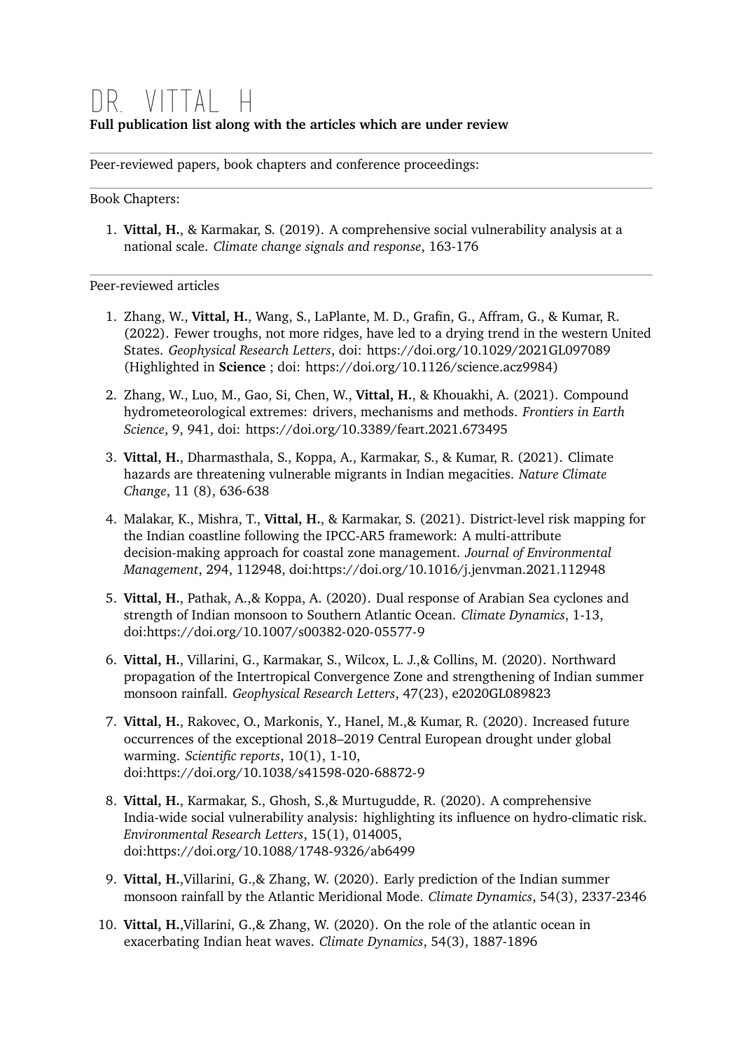# DR. VITTAL H

**Full publication list along with the articles which are under review**

---

Peer-reviewed papers, book chapters and conference proceedings:

---

Book Chapters:

1. **Vittal, H.**, & Karmakar, S. (2019). A comprehensive social vulnerability analysis at a national scale. *Climate change signals and response*, 163-176

---

Peer-reviewed articles

1. Zhang, W., **Vittal, H.**, Wang, S., LaPlante, M. D., Grafin, G., Affram, G., & Kumar, R. (2022). Fewer troughs, not more ridges, have led to a drying trend in the western United States. *Geophysical Research Letters*, doi: https://doi.org/10.1029/2021GL097089 (Highlighted in **Science** ; doi: https://doi.org/10.1126/science.acz9984)

2. Zhang, W., Luo, M., Gao, Si, Chen, W., **Vittal, H.**, & Khouakhi, A. (2021). Compound hydrometeorological extremes: drivers, mechanisms and methods. *Frontiers in Earth Science*, 9, 941, doi: https://doi.org/10.3389/feart.2021.673495

3. **Vittal, H.**, Dharmasthala, S., Koppa, A., Karmakar, S., & Kumar, R. (2021). Climate hazards are threatening vulnerable migrants in Indian megacities. *Nature Climate Change*, 11 (8), 636-638

4. Malakar, K., Mishra, T., **Vittal, H.**, & Karmakar, S. (2021). District-level risk mapping for the Indian coastline following the IPCC-AR5 framework: A multi-attribute decision-making approach for coastal zone management. *Journal of Environmental Management*, 294, 112948, doi:https://doi.org/10.1016/j.jenvman.2021.112948

5. **Vittal, H.**, Pathak, A.,& Koppa, A. (2020). Dual response of Arabian Sea cyclones and strength of Indian monsoon to Southern Atlantic Ocean. *Climate Dynamics*, 1-13, doi:https://doi.org/10.1007/s00382-020-05577-9

6. **Vittal, H.**, Villarini, G., Karmakar, S., Wilcox, L. J.,& Collins, M. (2020). Northward propagation of the Intertropical Convergence Zone and strengthening of Indian summer monsoon rainfall. *Geophysical Research Letters*, 47(23), e2020GL089823

7. **Vittal, H.**, Rakovec, O., Markonis, Y., Hanel, M.,& Kumar, R. (2020). Increased future occurrences of the exceptional 2018–2019 Central European drought under global warming. *Scientific reports*, 10(1), 1-10, doi:https://doi.org/10.1038/s41598-020-68872-9

8. **Vittal, H.**, Karmakar, S., Ghosh, S.,& Murtugudde, R. (2020). A comprehensive India-wide social vulnerability analysis: highlighting its influence on hydro-climatic risk. *Environmental Research Letters*, 15(1), 014005, doi:https://doi.org/10.1088/1748-9326/ab6499

9. **Vittal, H.**,Villarini, G.,& Zhang, W. (2020). Early prediction of the Indian summer monsoon rainfall by the Atlantic Meridional Mode. *Climate Dynamics*, 54(3), 2337-2346

10. **Vittal, H.**,Villarini, G.,& Zhang, W. (2020). On the role of the atlantic ocean in exacerbating Indian heat waves. *Climate Dynamics*, 54(3), 1887-1896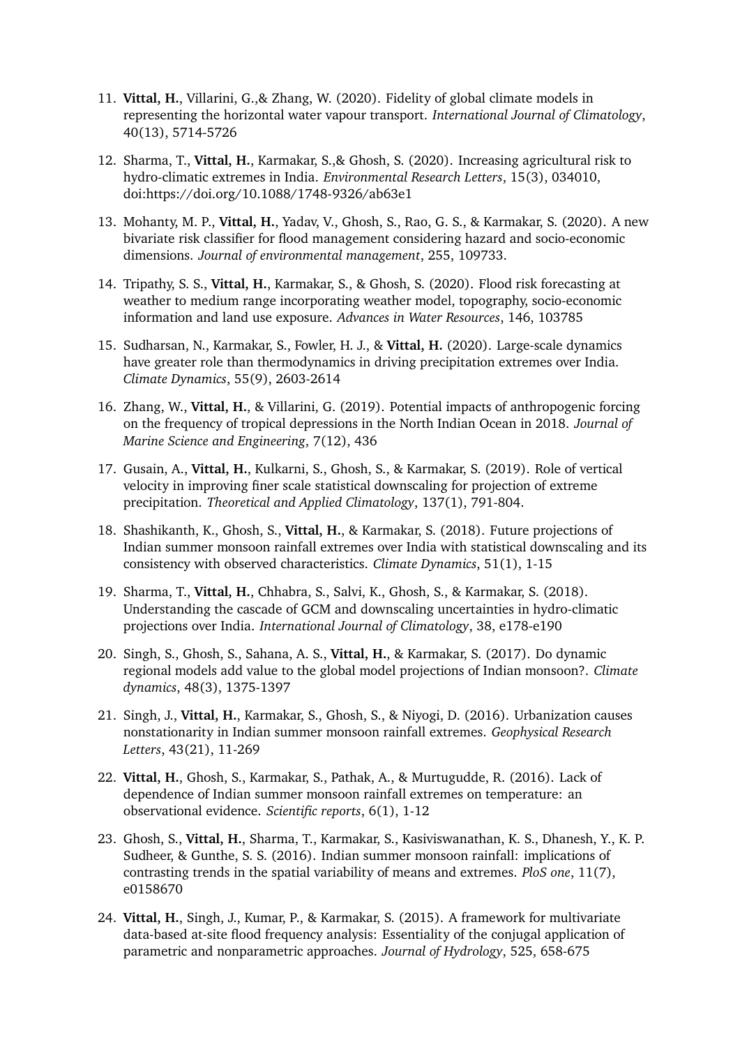11. **Vittal, H.**, Villarini, G.,& Zhang, W. (2020). Fidelity of global climate models in representing the horizontal water vapour transport. *International Journal of Climatology*, 40(13), 5714-5726

12. Sharma, T., **Vittal, H.**, Karmakar, S.,& Ghosh, S. (2020). Increasing agricultural risk to hydro-climatic extremes in India. *Environmental Research Letters*, 15(3), 034010, doi:https://doi.org/10.1088/1748-9326/ab63e1

13. Mohanty, M. P., **Vittal, H.**, Yadav, V., Ghosh, S., Rao, G. S., & Karmakar, S. (2020). A new bivariate risk classifier for flood management considering hazard and socio-economic dimensions. *Journal of environmental management*, 255, 109733.

14. Tripathy, S. S., **Vittal, H.**, Karmakar, S., & Ghosh, S. (2020). Flood risk forecasting at weather to medium range incorporating weather model, topography, socio-economic information and land use exposure. *Advances in Water Resources*, 146, 103785

15. Sudharsan, N., Karmakar, S., Fowler, H. J., & **Vittal, H.** (2020). Large-scale dynamics have greater role than thermodynamics in driving precipitation extremes over India. *Climate Dynamics*, 55(9), 2603-2614

16. Zhang, W., **Vittal, H.**, & Villarini, G. (2019). Potential impacts of anthropogenic forcing on the frequency of tropical depressions in the North Indian Ocean in 2018. *Journal of Marine Science and Engineering*, 7(12), 436

17. Gusain, A., **Vittal, H.**, Kulkarni, S., Ghosh, S., & Karmakar, S. (2019). Role of vertical velocity in improving finer scale statistical downscaling for projection of extreme precipitation. *Theoretical and Applied Climatology*, 137(1), 791-804.

18. Shashikanth, K., Ghosh, S., **Vittal, H.**, & Karmakar, S. (2018). Future projections of Indian summer monsoon rainfall extremes over India with statistical downscaling and its consistency with observed characteristics. *Climate Dynamics*, 51(1), 1-15

19. Sharma, T., **Vittal, H.**, Chhabra, S., Salvi, K., Ghosh, S., & Karmakar, S. (2018). Understanding the cascade of GCM and downscaling uncertainties in hydro-climatic projections over India. *International Journal of Climatology*, 38, e178-e190

20. Singh, S., Ghosh, S., Sahana, A. S., **Vittal, H.**, & Karmakar, S. (2017). Do dynamic regional models add value to the global model projections of Indian monsoon?. *Climate dynamics*, 48(3), 1375-1397

21. Singh, J., **Vittal, H.**, Karmakar, S., Ghosh, S., & Niyogi, D. (2016). Urbanization causes nonstationarity in Indian summer monsoon rainfall extremes. *Geophysical Research Letters*, 43(21), 11-269

22. **Vittal, H.**, Ghosh, S., Karmakar, S., Pathak, A., & Murtugudde, R. (2016). Lack of dependence of Indian summer monsoon rainfall extremes on temperature: an observational evidence. *Scientific reports*, 6(1), 1-12

23. Ghosh, S., **Vittal, H.**, Sharma, T., Karmakar, S., Kasiviswanathan, K. S., Dhanesh, Y., K. P. Sudheer, & Gunthe, S. S. (2016). Indian summer monsoon rainfall: implications of contrasting trends in the spatial variability of means and extremes. *PloS one*, 11(7), e0158670

24. **Vittal, H.**, Singh, J., Kumar, P., & Karmakar, S. (2015). A framework for multivariate data-based at-site flood frequency analysis: Essentiality of the conjugal application of parametric and nonparametric approaches. *Journal of Hydrology*, 525, 658-675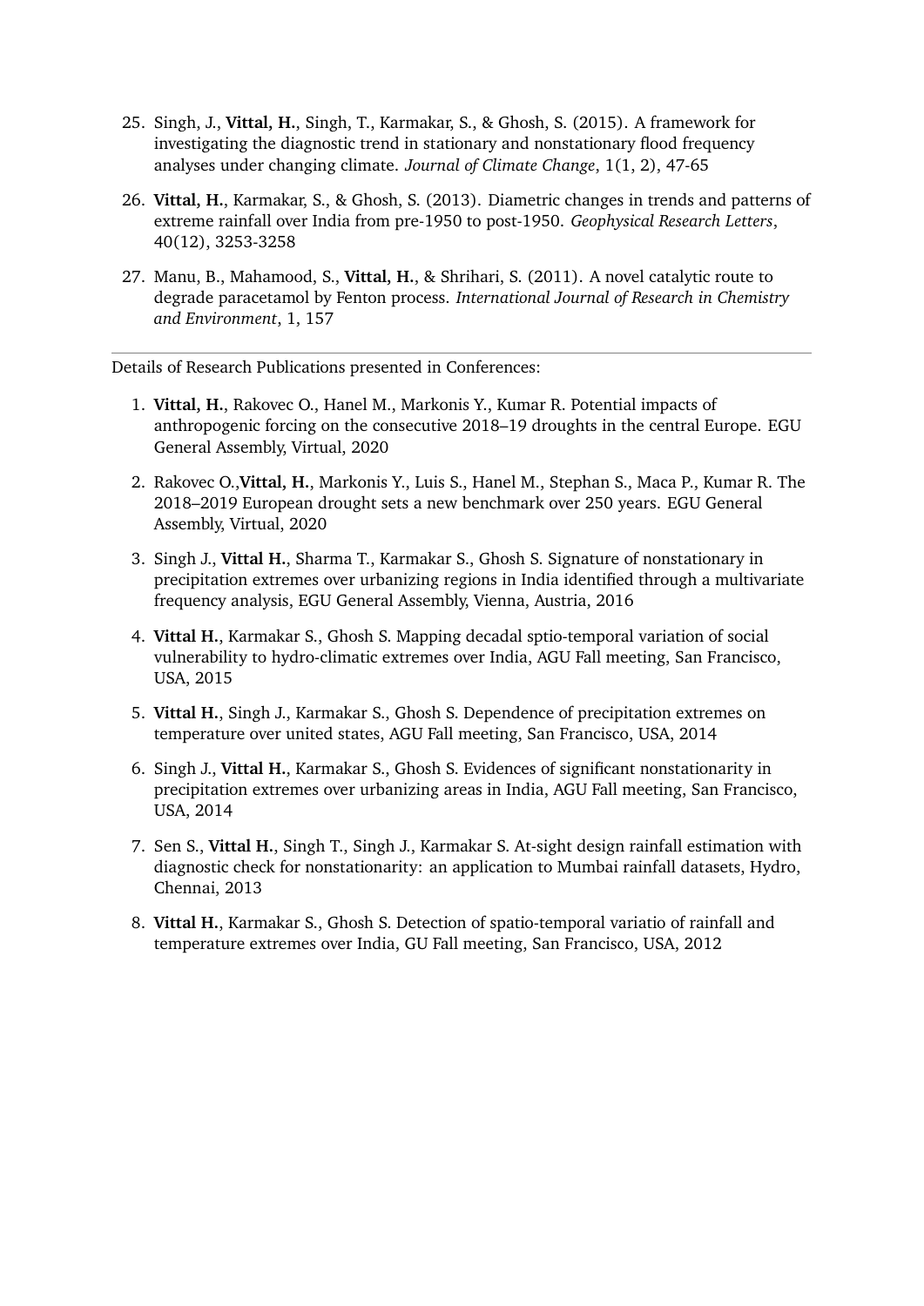25. Singh, J., **Vittal, H.**, Singh, T., Karmakar, S., & Ghosh, S. (2015). A framework for investigating the diagnostic trend in stationary and nonstationary flood frequency analyses under changing climate. *Journal of Climate Change*, 1(1, 2), 47-65

26. **Vittal, H.**, Karmakar, S., & Ghosh, S. (2013). Diametric changes in trends and patterns of extreme rainfall over India from pre-1950 to post-1950. *Geophysical Research Letters*, 40(12), 3253-3258

27. Manu, B., Mahamood, S., **Vittal, H.**, & Shrihari, S. (2011). A novel catalytic route to degrade paracetamol by Fenton process. *International Journal of Research in Chemistry and Environment*, 1, 157

---

Details of Research Publications presented in Conferences:

1. **Vittal, H.**, Rakovec O., Hanel M., Markonis Y., Kumar R. Potential impacts of anthropogenic forcing on the consecutive 2018–19 droughts in the central Europe. EGU General Assembly, Virtual, 2020

2. Rakovec O.,**Vittal, H.**, Markonis Y., Luis S., Hanel M., Stephan S., Maca P., Kumar R. The 2018–2019 European drought sets a new benchmark over 250 years. EGU General Assembly, Virtual, 2020

3. Singh J., **Vittal H.**, Sharma T., Karmakar S., Ghosh S. Signature of nonstationary in precipitation extremes over urbanizing regions in India identified through a multivariate frequency analysis, EGU General Assembly, Vienna, Austria, 2016

4. **Vittal H.**, Karmakar S., Ghosh S. Mapping decadal sptio-temporal variation of social vulnerability to hydro-climatic extremes over India, AGU Fall meeting, San Francisco, USA, 2015

5. **Vittal H.**, Singh J., Karmakar S., Ghosh S. Dependence of precipitation extremes on temperature over united states, AGU Fall meeting, San Francisco, USA, 2014

6. Singh J., **Vittal H.**, Karmakar S., Ghosh S. Evidences of significant nonstationarity in precipitation extremes over urbanizing areas in India, AGU Fall meeting, San Francisco, USA, 2014

7. Sen S., **Vittal H.**, Singh T., Singh J., Karmakar S. At-sight design rainfall estimation with diagnostic check for nonstationarity: an application to Mumbai rainfall datasets, Hydro, Chennai, 2013

8. **Vittal H.**, Karmakar S., Ghosh S. Detection of spatio-temporal variatio of rainfall and temperature extremes over India, GU Fall meeting, San Francisco, USA, 2012